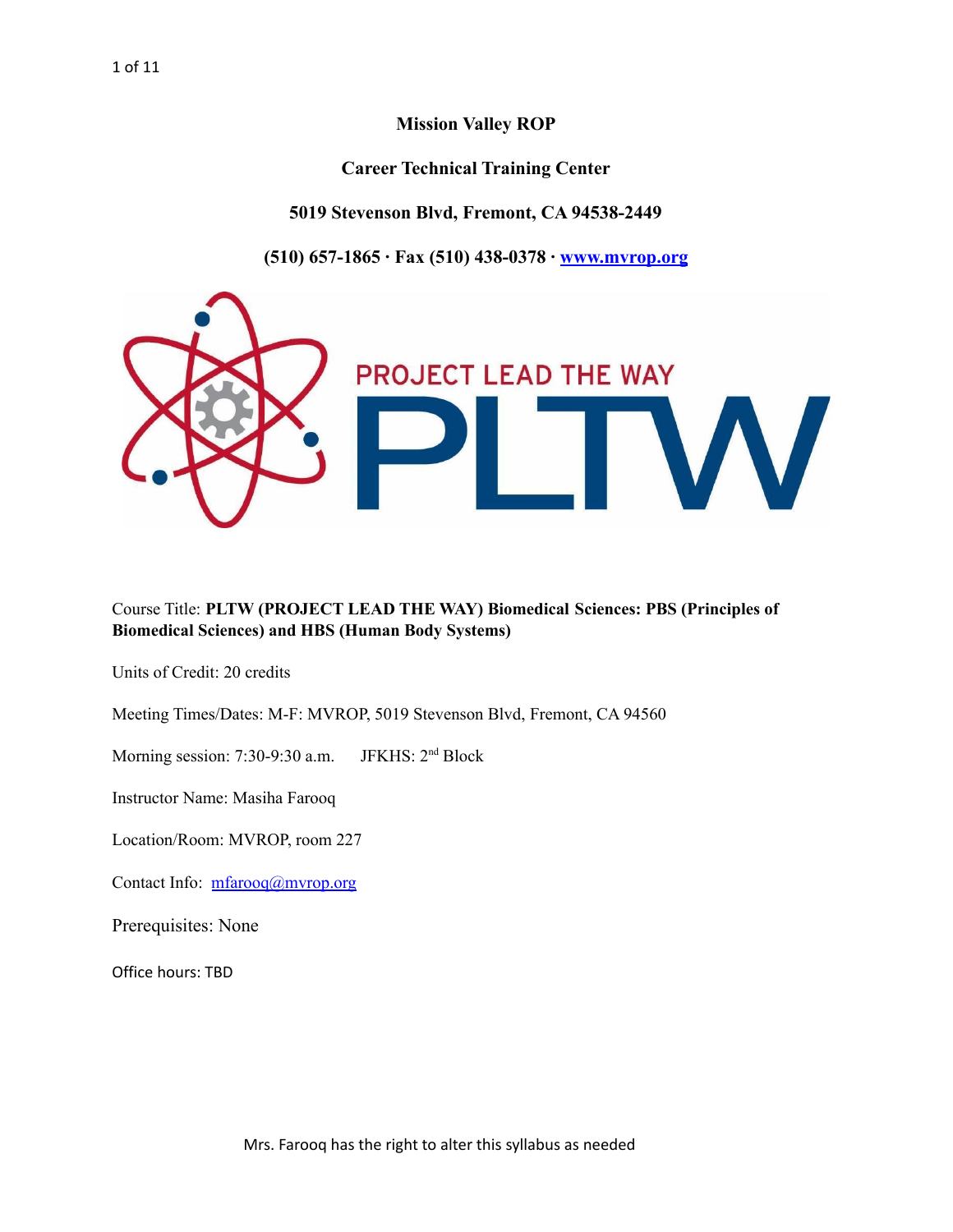**Mission Valley ROP**

**Career Technical Training Center**

**5019 Stevenson Blvd, Fremont, CA 94538-2449**

**(510) 657-1865 · Fax (510) 438-0378 · [www.mvrop.org](http://www.mvrop.org)**

Course Title: **PLTW (PROJECT LEAD THE WAY) Biomedical Sciences: PBS (Principles of Biomedical Sciences) and HBS (Human Body Systems)**

Units of Credit: 20 credits

Meeting Times/Dates: M-F: MVROP, 5019 Stevenson Blvd, Fremont, CA 94560

Morning session: 7:30-9:30 a.m.     JFKHS: 2nd Block

Instructor Name: Masiha Farooq

Location/Room: MVROP, room 227

Contact Info: [mfarooq@mvrop.org](mailto:mfarooq@mvrop.org)

Prerequisites: None

Office hours: TBD

Mrs. Farooq has the right to alter this syllabus as needed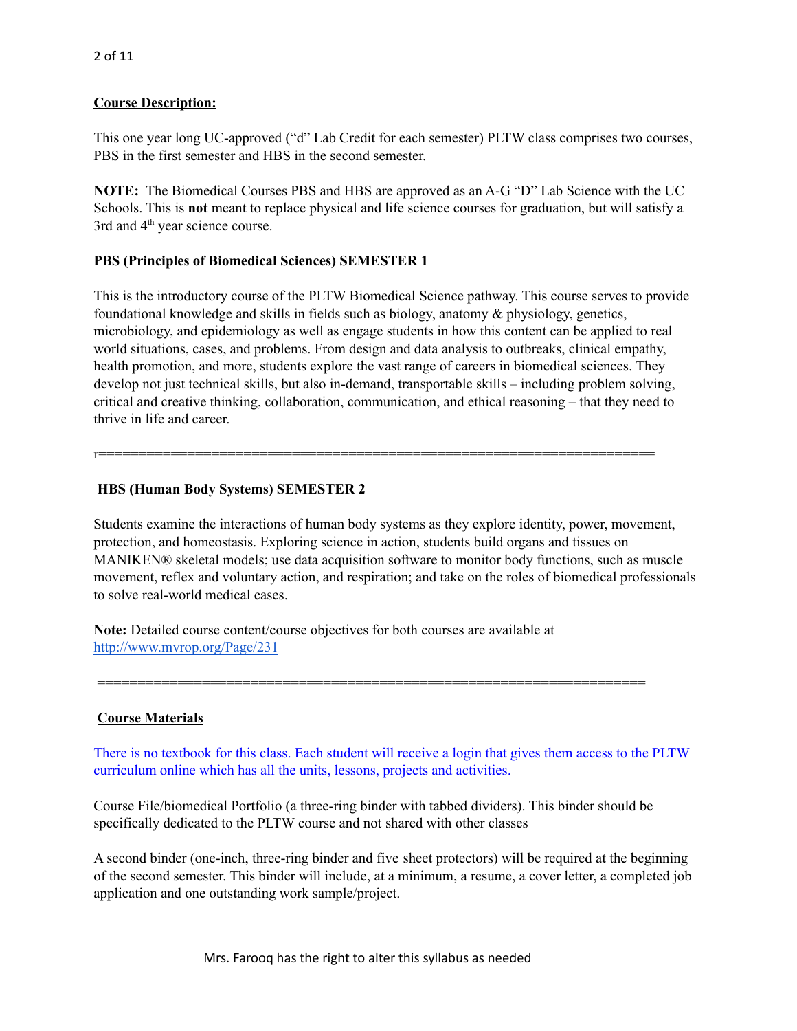## Course Description:

This one year long UC-approved ("d" Lab Credit for each semester) PLTW class comprises two courses, PBS in the first semester and HBS in the second semester.

**NOTE:** The Biomedical Courses PBS and HBS are approved as an A-G "D" Lab Science with the UC Schools. This is **not** meant to replace physical and life science courses for graduation, but will satisfy a 3rd and 4th year science course.

### PBS (Principles of Biomedical Sciences) SEMESTER 1

This is the introductory course of the PLTW Biomedical Science pathway. This course serves to provide foundational knowledge and skills in fields such as biology, anatomy & physiology, genetics, microbiology, and epidemiology as well as engage students in how this content can be applied to real world situations, cases, and problems. From design and data analysis to outbreaks, clinical empathy, health promotion, and more, students explore the vast range of careers in biomedical sciences. They develop not just technical skills, but also in-demand, transportable skills – including problem solving, critical and creative thinking, collaboration, communication, and ethical reasoning – that they need to thrive in life and career.

===================================================================

### HBS (Human Body Systems) SEMESTER 2

Students examine the interactions of human body systems as they explore identity, power, movement, protection, and homeostasis. Exploring science in action, students build organs and tissues on MANIKEN® skeletal models; use data acquisition software to monitor body functions, such as muscle movement, reflex and voluntary action, and respiration; and take on the roles of biomedical professionals to solve real-world medical cases.

**Note:** Detailed course content/course objectives for both courses are available at http://www.mvrop.org/Page/231

===================================================================

## Course Materials

There is no textbook for this class. Each student will receive a login that gives them access to the PLTW curriculum online which has all the units, lessons, projects and activities.

Course File/biomedical Portfolio (a three-ring binder with tabbed dividers). This binder should be specifically dedicated to the PLTW course and not shared with other classes

A second binder (one-inch, three-ring binder and five sheet protectors) will be required at the beginning of the second semester. This binder will include, at a minimum, a resume, a cover letter, a completed job application and one outstanding work sample/project.

Mrs. Farooq has the right to alter this syllabus as needed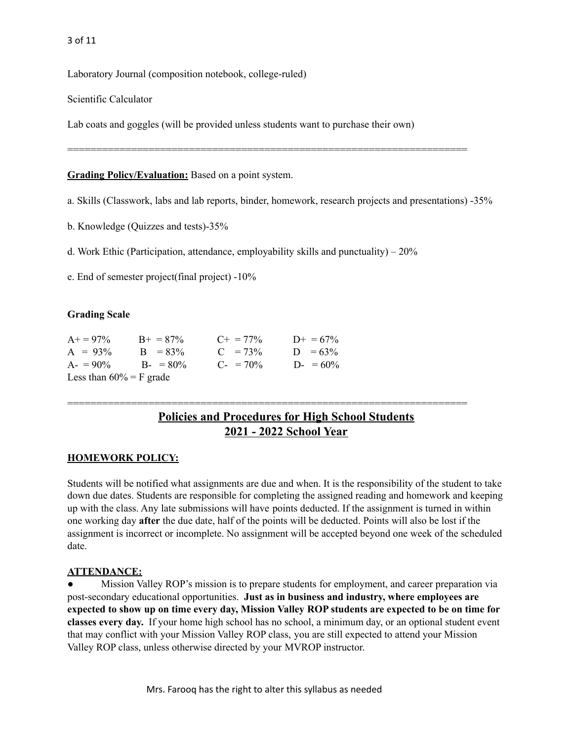Laboratory Journal (composition notebook, college-ruled)

Scientific Calculator

Lab coats and goggles (will be provided unless students want to purchase their own)

---

**Grading Policy/Evaluation:** Based on a point system.

a. Skills (Classwork, labs and lab reports, binder, homework, research projects and presentations) -35%

b. Knowledge (Quizzes and tests)-35%

d. Work Ethic (Participation, attendance, employability skills and punctuality) – 20%

e. End of semester project(final project) -10%

**Grading Scale**

| | | | |
|---|---|---|---|
| A+ = 97% | B+ = 87% | C+ = 77% | D+ = 67% |
| A = 93% | B = 83% | C = 73% | D = 63% |
| A- = 90% | B- = 80% | C- = 70% | D- = 60% |

Less than 60% = F grade

---

## Policies and Procedures for High School Students
## 2021 - 2022 School Year

**HOMEWORK POLICY:**

Students will be notified what assignments are due and when. It is the responsibility of the student to take down due dates. Students are responsible for completing the assigned reading and homework and keeping up with the class. Any late submissions will have points deducted. If the assignment is turned in within one working day **after** the due date, half of the points will be deducted. Points will also be lost if the assignment is incorrect or incomplete. No assignment will be accepted beyond one week of the scheduled date.

**ATTENDANCE:**

- Mission Valley ROP's mission is to prepare students for employment, and career preparation via post-secondary educational opportunities. **Just as in business and industry, where employees are expected to show up on time every day, Mission Valley ROP students are expected to be on time for classes every day.** If your home high school has no school, a minimum day, or an optional student event that may conflict with your Mission Valley ROP class, you are still expected to attend your Mission Valley ROP class, unless otherwise directed by your MVROP instructor.

Mrs. Farooq has the right to alter this syllabus as needed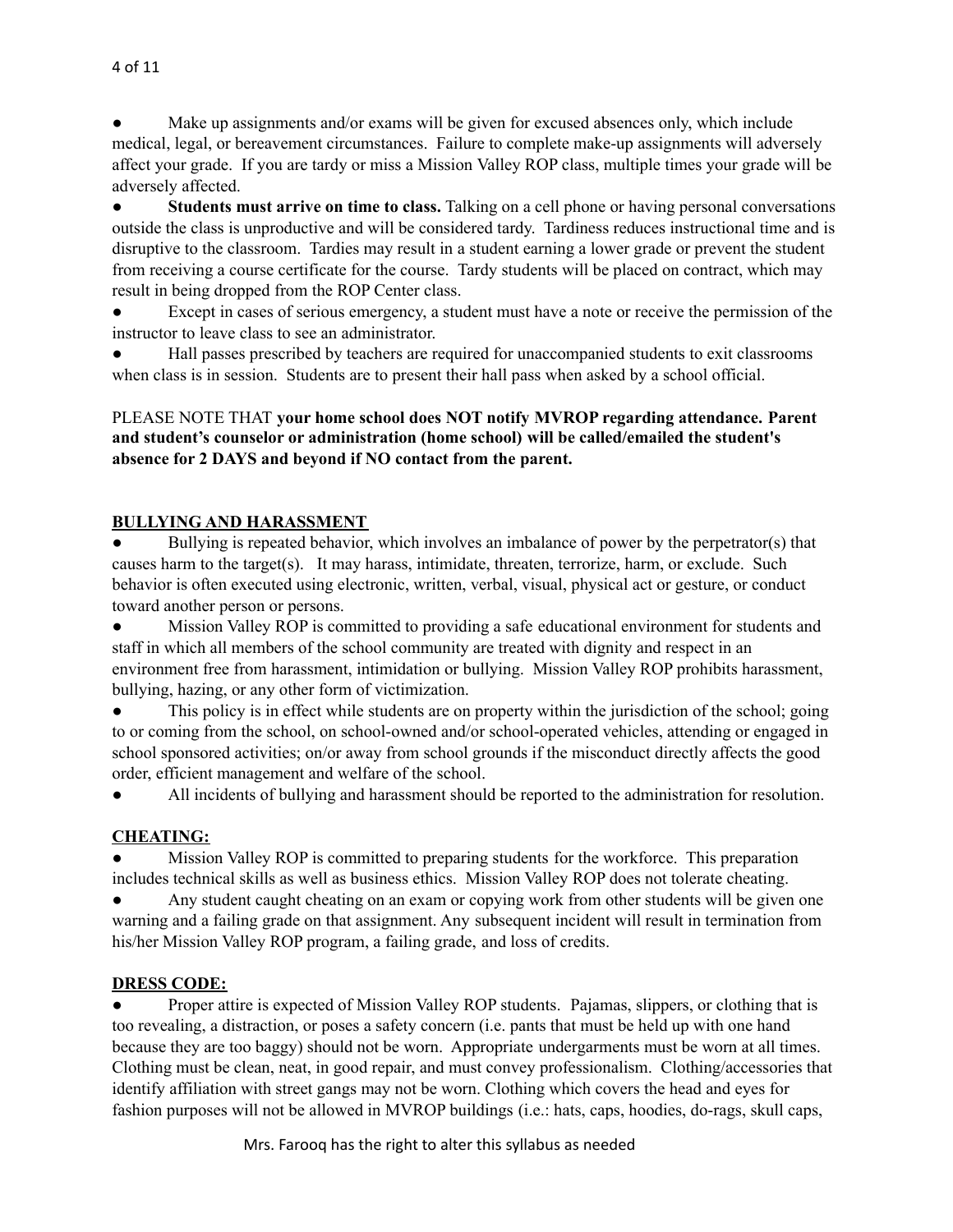- Make up assignments and/or exams will be given for excused absences only, which include medical, legal, or bereavement circumstances. Failure to complete make-up assignments will adversely affect your grade. If you are tardy or miss a Mission Valley ROP class, multiple times your grade will be adversely affected.
- **Students must arrive on time to class.** Talking on a cell phone or having personal conversations outside the class is unproductive and will be considered tardy. Tardiness reduces instructional time and is disruptive to the classroom. Tardies may result in a student earning a lower grade or prevent the student from receiving a course certificate for the course. Tardy students will be placed on contract, which may result in being dropped from the ROP Center class.
- Except in cases of serious emergency, a student must have a note or receive the permission of the instructor to leave class to see an administrator.
- Hall passes prescribed by teachers are required for unaccompanied students to exit classrooms when class is in session. Students are to present their hall pass when asked by a school official.

PLEASE NOTE THAT **your home school does NOT notify MVROP regarding attendance. Parent and student's counselor or administration (home school) will be called/emailed the student's absence for 2 DAYS and beyond if NO contact from the parent.**

## BULLYING AND HARASSMENT

- Bullying is repeated behavior, which involves an imbalance of power by the perpetrator(s) that causes harm to the target(s). It may harass, intimidate, threaten, terrorize, harm, or exclude. Such behavior is often executed using electronic, written, verbal, visual, physical act or gesture, or conduct toward another person or persons.
- Mission Valley ROP is committed to providing a safe educational environment for students and staff in which all members of the school community are treated with dignity and respect in an environment free from harassment, intimidation or bullying. Mission Valley ROP prohibits harassment, bullying, hazing, or any other form of victimization.
- This policy is in effect while students are on property within the jurisdiction of the school; going to or coming from the school, on school-owned and/or school-operated vehicles, attending or engaged in school sponsored activities; on/or away from school grounds if the misconduct directly affects the good order, efficient management and welfare of the school.
- All incidents of bullying and harassment should be reported to the administration for resolution.

## CHEATING:

- Mission Valley ROP is committed to preparing students for the workforce. This preparation includes technical skills as well as business ethics. Mission Valley ROP does not tolerate cheating.
- Any student caught cheating on an exam or copying work from other students will be given one warning and a failing grade on that assignment. Any subsequent incident will result in termination from his/her Mission Valley ROP program, a failing grade, and loss of credits.

## DRESS CODE:

- Proper attire is expected of Mission Valley ROP students. Pajamas, slippers, or clothing that is too revealing, a distraction, or poses a safety concern (i.e. pants that must be held up with one hand because they are too baggy) should not be worn. Appropriate undergarments must be worn at all times. Clothing must be clean, neat, in good repair, and must convey professionalism. Clothing/accessories that identify affiliation with street gangs may not be worn. Clothing which covers the head and eyes for fashion purposes will not be allowed in MVROP buildings (i.e.: hats, caps, hoodies, do-rags, skull caps,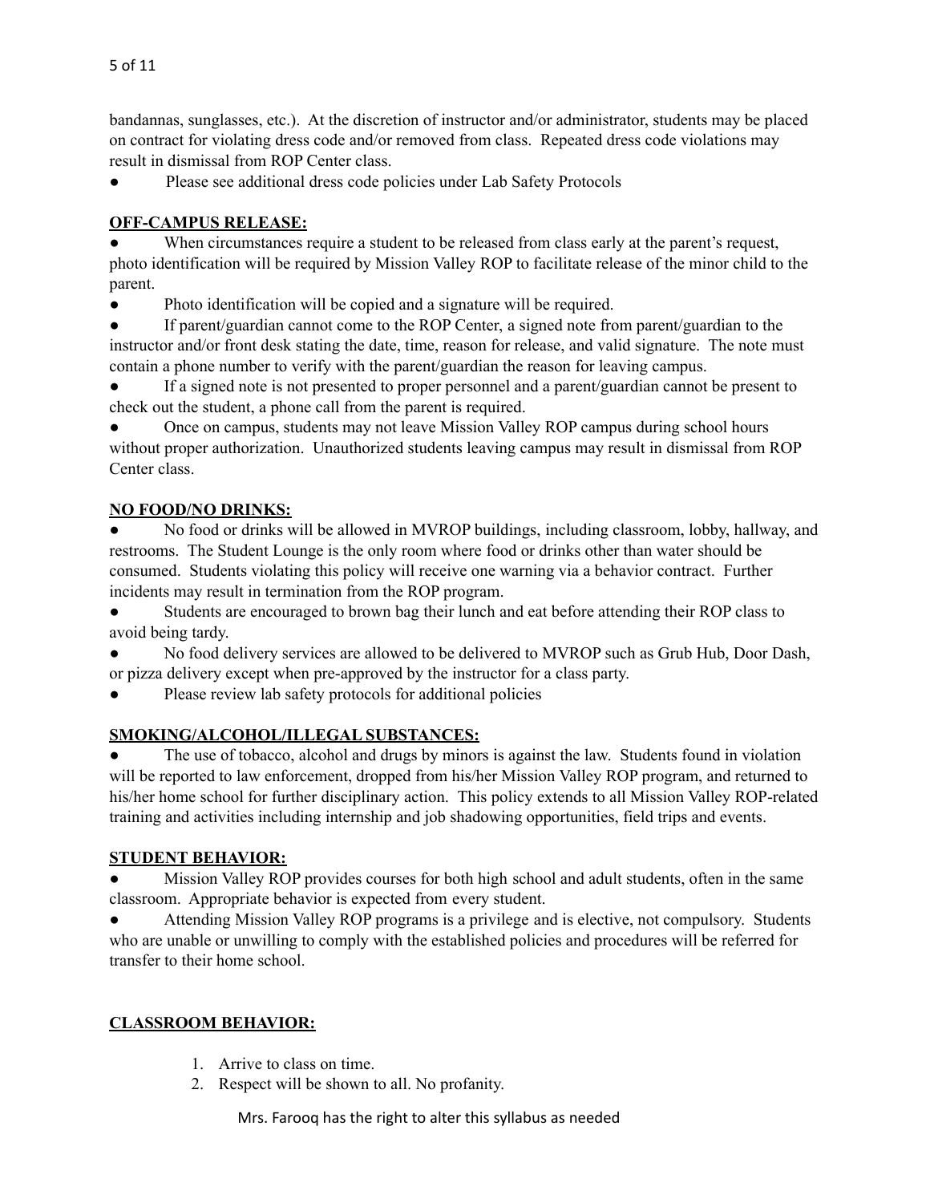bandannas, sunglasses, etc.). At the discretion of instructor and/or administrator, students may be placed on contract for violating dress code and/or removed from class. Repeated dress code violations may result in dismissal from ROP Center class.

- Please see additional dress code policies under Lab Safety Protocols

**OFF-CAMPUS RELEASE:**

- When circumstances require a student to be released from class early at the parent's request, photo identification will be required by Mission Valley ROP to facilitate release of the minor child to the parent.
- Photo identification will be copied and a signature will be required.
- If parent/guardian cannot come to the ROP Center, a signed note from parent/guardian to the instructor and/or front desk stating the date, time, reason for release, and valid signature. The note must contain a phone number to verify with the parent/guardian the reason for leaving campus.
- If a signed note is not presented to proper personnel and a parent/guardian cannot be present to check out the student, a phone call from the parent is required.
- Once on campus, students may not leave Mission Valley ROP campus during school hours without proper authorization. Unauthorized students leaving campus may result in dismissal from ROP Center class.

**NO FOOD/NO DRINKS:**

- No food or drinks will be allowed in MVROP buildings, including classroom, lobby, hallway, and restrooms. The Student Lounge is the only room where food or drinks other than water should be consumed. Students violating this policy will receive one warning via a behavior contract. Further incidents may result in termination from the ROP program.
- Students are encouraged to brown bag their lunch and eat before attending their ROP class to avoid being tardy.
- No food delivery services are allowed to be delivered to MVROP such as Grub Hub, Door Dash, or pizza delivery except when pre-approved by the instructor for a class party.
- Please review lab safety protocols for additional policies

**SMOKING/ALCOHOL/ILLEGAL SUBSTANCES:**

- The use of tobacco, alcohol and drugs by minors is against the law. Students found in violation will be reported to law enforcement, dropped from his/her Mission Valley ROP program, and returned to his/her home school for further disciplinary action. This policy extends to all Mission Valley ROP-related training and activities including internship and job shadowing opportunities, field trips and events.

**STUDENT BEHAVIOR:**

- Mission Valley ROP provides courses for both high school and adult students, often in the same classroom. Appropriate behavior is expected from every student.
- Attending Mission Valley ROP programs is a privilege and is elective, not compulsory. Students who are unable or unwilling to comply with the established policies and procedures will be referred for transfer to their home school.

**CLASSROOM BEHAVIOR:**

1. Arrive to class on time.
2. Respect will be shown to all. No profanity.

Mrs. Farooq has the right to alter this syllabus as needed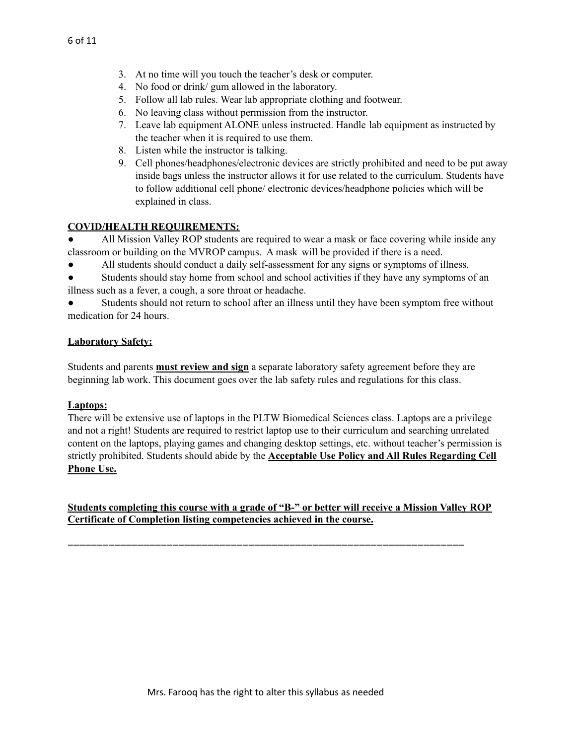3. At no time will you touch the teacher's desk or computer.
4. No food or drink/ gum allowed in the laboratory.
5. Follow all lab rules. Wear lab appropriate clothing and footwear.
6. No leaving class without permission from the instructor.
7. Leave lab equipment ALONE unless instructed. Handle lab equipment as instructed by the teacher when it is required to use them.
8. Listen while the instructor is talking.
9. Cell phones/headphones/electronic devices are strictly prohibited and need to be put away inside bags unless the instructor allows it for use related to the curriculum. Students have to follow additional cell phone/ electronic devices/headphone policies which will be explained in class.

<u>**COVID/HEALTH REQUIREMENTS:**</u>

- All Mission Valley ROP students are required to wear a mask or face covering while inside any classroom or building on the MVROP campus. A mask will be provided if there is a need.
- All students should conduct a daily self-assessment for any signs or symptoms of illness.
- Students should stay home from school and school activities if they have any symptoms of an illness such as a fever, a cough, a sore throat or headache.
- Students should not return to school after an illness until they have been symptom free without medication for 24 hours.

<u>**Laboratory Safety:**</u>

Students and parents <u>**must review and sign**</u> a separate laboratory safety agreement before they are beginning lab work. This document goes over the lab safety rules and regulations for this class.

<u>**Laptops:**</u>

There will be extensive use of laptops in the PLTW Biomedical Sciences class. Laptops are a privilege and not a right! Students are required to restrict laptop use to their curriculum and searching unrelated content on the laptops, playing games and changing desktop settings, etc. without teacher's permission is strictly prohibited. Students should abide by the <u>**Acceptable Use Policy and All Rules Regarding Cell Phone Use.**</u>

<u>**Students completing this course with a grade of "B-" or better will receive a Mission Valley ROP Certificate of Completion listing competencies achieved in the course.**</u>

====================================================================

Mrs. Farooq has the right to alter this syllabus as needed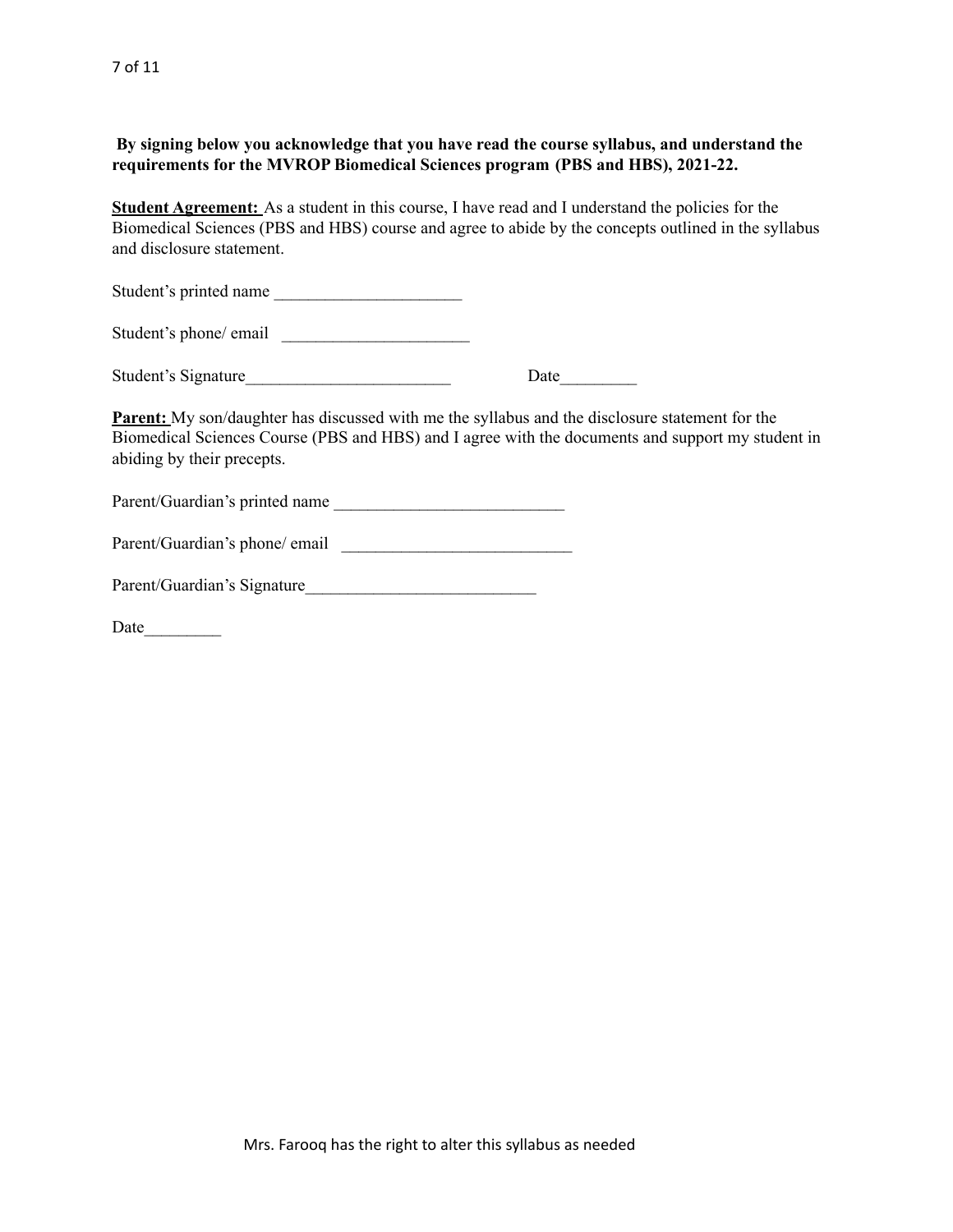**By signing below you acknowledge that you have read the course syllabus, and understand the requirements for the MVROP Biomedical Sciences program (PBS and HBS), 2021-22.**

**Student Agreement:** As a student in this course, I have read and I understand the policies for the Biomedical Sciences (PBS and HBS) course and agree to abide by the concepts outlined in the syllabus and disclosure statement.

Student's printed name ______________________

Student's phone/ email ______________________

Student's Signature________________________ Date_________

**Parent:** My son/daughter has discussed with me the syllabus and the disclosure statement for the Biomedical Sciences Course (PBS and HBS) and I agree with the documents and support my student in abiding by their precepts.

Parent/Guardian's printed name ___________________________

Parent/Guardian's phone/ email ___________________________

Parent/Guardian's Signature___________________________

Date_________

Mrs. Farooq has the right to alter this syllabus as needed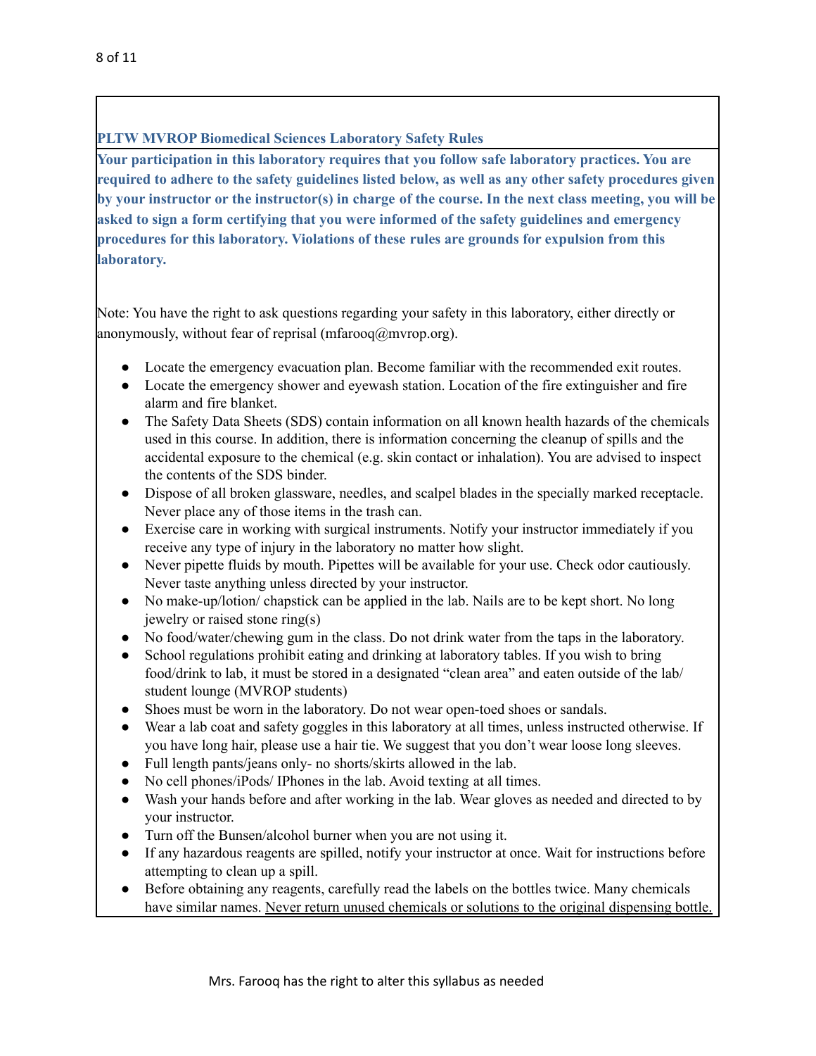## PLTW MVROP Biomedical Sciences Laboratory Safety Rules

**Your participation in this laboratory requires that you follow safe laboratory practices. You are required to adhere to the safety guidelines listed below, as well as any other safety procedures given by your instructor or the instructor(s) in charge of the course. In the next class meeting, you will be asked to sign a form certifying that you were informed of the safety guidelines and emergency procedures for this laboratory. Violations of these rules are grounds for expulsion from this laboratory.**

Note: You have the right to ask questions regarding your safety in this laboratory, either directly or anonymously, without fear of reprisal (mfarooq@mvrop.org).

- Locate the emergency evacuation plan. Become familiar with the recommended exit routes.
- Locate the emergency shower and eyewash station. Location of the fire extinguisher and fire alarm and fire blanket.
- The Safety Data Sheets (SDS) contain information on all known health hazards of the chemicals used in this course. In addition, there is information concerning the cleanup of spills and the accidental exposure to the chemical (e.g. skin contact or inhalation). You are advised to inspect the contents of the SDS binder.
- Dispose of all broken glassware, needles, and scalpel blades in the specially marked receptacle. Never place any of those items in the trash can.
- Exercise care in working with surgical instruments. Notify your instructor immediately if you receive any type of injury in the laboratory no matter how slight.
- Never pipette fluids by mouth. Pipettes will be available for your use. Check odor cautiously. Never taste anything unless directed by your instructor.
- No make-up/lotion/ chapstick can be applied in the lab. Nails are to be kept short. No long jewelry or raised stone ring(s)
- No food/water/chewing gum in the class. Do not drink water from the taps in the laboratory.
- School regulations prohibit eating and drinking at laboratory tables. If you wish to bring food/drink to lab, it must be stored in a designated "clean area" and eaten outside of the lab/ student lounge (MVROP students)
- Shoes must be worn in the laboratory. Do not wear open-toed shoes or sandals.
- Wear a lab coat and safety goggles in this laboratory at all times, unless instructed otherwise. If you have long hair, please use a hair tie. We suggest that you don't wear loose long sleeves.
- Full length pants/jeans only- no shorts/skirts allowed in the lab.
- No cell phones/iPods/ IPhones in the lab. Avoid texting at all times.
- Wash your hands before and after working in the lab. Wear gloves as needed and directed to by your instructor.
- Turn off the Bunsen/alcohol burner when you are not using it.
- If any hazardous reagents are spilled, notify your instructor at once. Wait for instructions before attempting to clean up a spill.
- Before obtaining any reagents, carefully read the labels on the bottles twice. Many chemicals have similar names. <u>Never return unused chemicals or solutions to the original dispensing bottle.</u>

Mrs. Farooq has the right to alter this syllabus as needed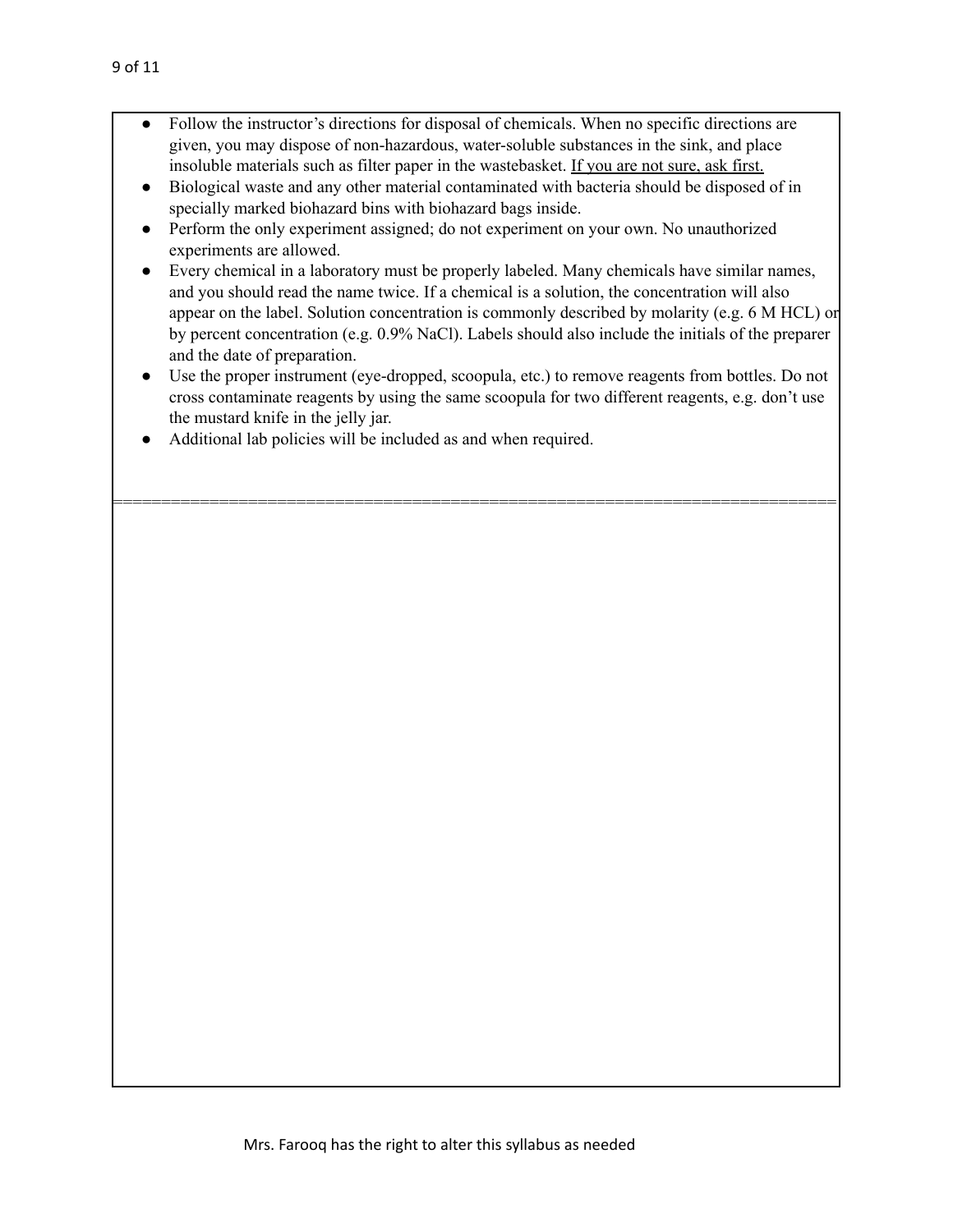- Follow the instructor's directions for disposal of chemicals. When no specific directions are given, you may dispose of non-hazardous, water-soluble substances in the sink, and place insoluble materials such as filter paper in the wastebasket. <u>If you are not sure, ask first.</u>
- Biological waste and any other material contaminated with bacteria should be disposed of in specially marked biohazard bins with biohazard bags inside.
- Perform the only experiment assigned; do not experiment on your own. No unauthorized experiments are allowed.
- Every chemical in a laboratory must be properly labeled. Many chemicals have similar names, and you should read the name twice. If a chemical is a solution, the concentration will also appear on the label. Solution concentration is commonly described by molarity (e.g. 6 M HCL) or by percent concentration (e.g. 0.9% NaCl). Labels should also include the initials of the preparer and the date of preparation.
- Use the proper instrument (eye-dropped, scoopula, etc.) to remove reagents from bottles. Do not cross contaminate reagents by using the same scoopula for two different reagents, e.g. don't use the mustard knife in the jelly jar.
- Additional lab policies will be included as and when required.

===========================================================================

Mrs. Farooq has the right to alter this syllabus as needed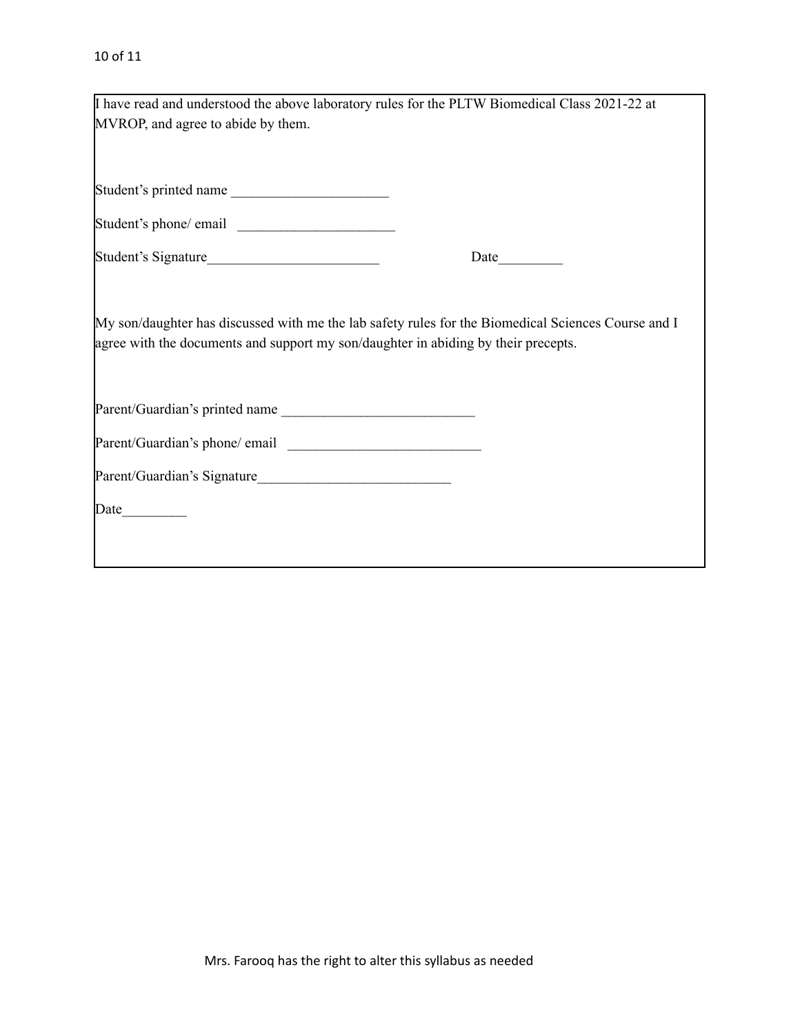I have read and understood the above laboratory rules for the PLTW Biomedical Class 2021-22 at MVROP, and agree to abide by them.

Student's printed name ______________________

Student's phone/ email ______________________

Student's Signature________________________ Date_________

My son/daughter has discussed with me the lab safety rules for the Biomedical Sciences Course and I agree with the documents and support my son/daughter in abiding by their precepts.

Parent/Guardian's printed name ___________________________

Parent/Guardian's phone/ email ___________________________

Parent/Guardian's Signature___________________________

Date_________

Mrs. Farooq has the right to alter this syllabus as needed